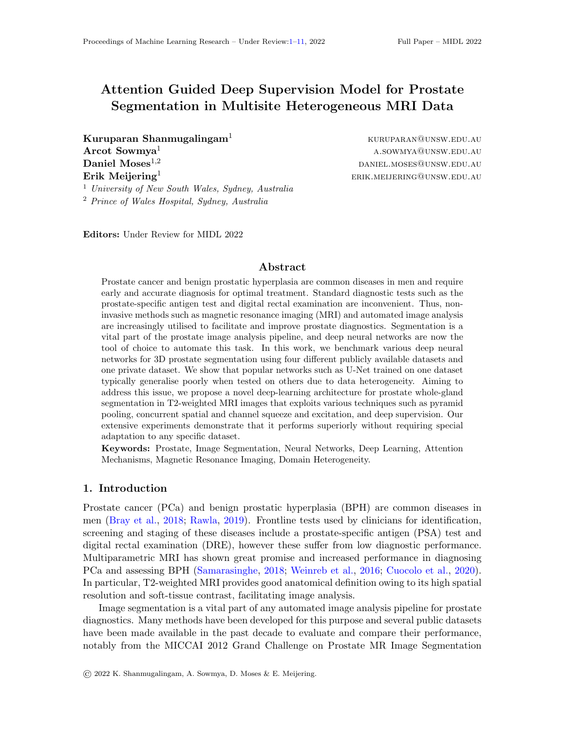# Attention Guided Deep Supervision Model for Prostate Segmentation in Multisite Heterogeneous MRI Data

**Kuruparan Shanmugalingam**[1] KURUPARAN@UNSW.EDU.AU
**Arcot Sowmya**[1] A.SOWMYA@UNSW.EDU.AU
**Daniel Moses**[1,2] DANIEL.MOSES@UNSW.EDU.AU
**Erik Meijering**[1] ERIK.MEIJERING@UNSW.EDU.AU

[1] *University of New South Wales, Sydney, Australia*
[2] *Prince of Wales Hospital, Sydney, Australia*

**Editors:** Under Review for MIDL 2022

## Abstract

Prostate cancer and benign prostatic hyperplasia are common diseases in men and require early and accurate diagnosis for optimal treatment. Standard diagnostic tests such as the prostate-specific antigen test and digital rectal examination are inconvenient. Thus, non-invasive methods such as magnetic resonance imaging (MRI) and automated image analysis are increasingly utilised to facilitate and improve prostate diagnostics. Segmentation is a vital part of the prostate image analysis pipeline, and deep neural networks are now the tool of choice to automate this task. In this work, we benchmark various deep neural networks for 3D prostate segmentation using four different publicly available datasets and one private dataset. We show that popular networks such as U-Net trained on one dataset typically generalise poorly when tested on others due to data heterogeneity. Aiming to address this issue, we propose a novel deep-learning architecture for prostate whole-gland segmentation in T2-weighted MRI images that exploits various techniques such as pyramid pooling, concurrent spatial and channel squeeze and excitation, and deep supervision. Our extensive experiments demonstrate that it performs superiorly without requiring special adaptation to any specific dataset.

**Keywords:** Prostate, Image Segmentation, Neural Networks, Deep Learning, Attention Mechanisms, Magnetic Resonance Imaging, Domain Heterogeneity.

## 1. Introduction

Prostate cancer (PCa) and benign prostatic hyperplasia (BPH) are common diseases in men (Bray et al., 2018; Rawla, 2019). Frontline tests used by clinicians for identification, screening and staging of these diseases include a prostate-specific antigen (PSA) test and digital rectal examination (DRE), however these suffer from low diagnostic performance. Multiparametric MRI has shown great promise and increased performance in diagnosing PCa and assessing BPH (Samarasinghe, 2018; Weinreb et al., 2016; Cuocolo et al., 2020). In particular, T2-weighted MRI provides good anatomical definition owing to its high spatial resolution and soft-tissue contrast, facilitating image analysis.

Image segmentation is a vital part of any automated image analysis pipeline for prostate diagnostics. Many methods have been developed for this purpose and several public datasets have been made available in the past decade to evaluate and compare their performance, notably from the MICCAI 2012 Grand Challenge on Prostate MR Image Segmentation

© 2022 K. Shanmugalingam, A. Sowmya, D. Moses & E. Meijering.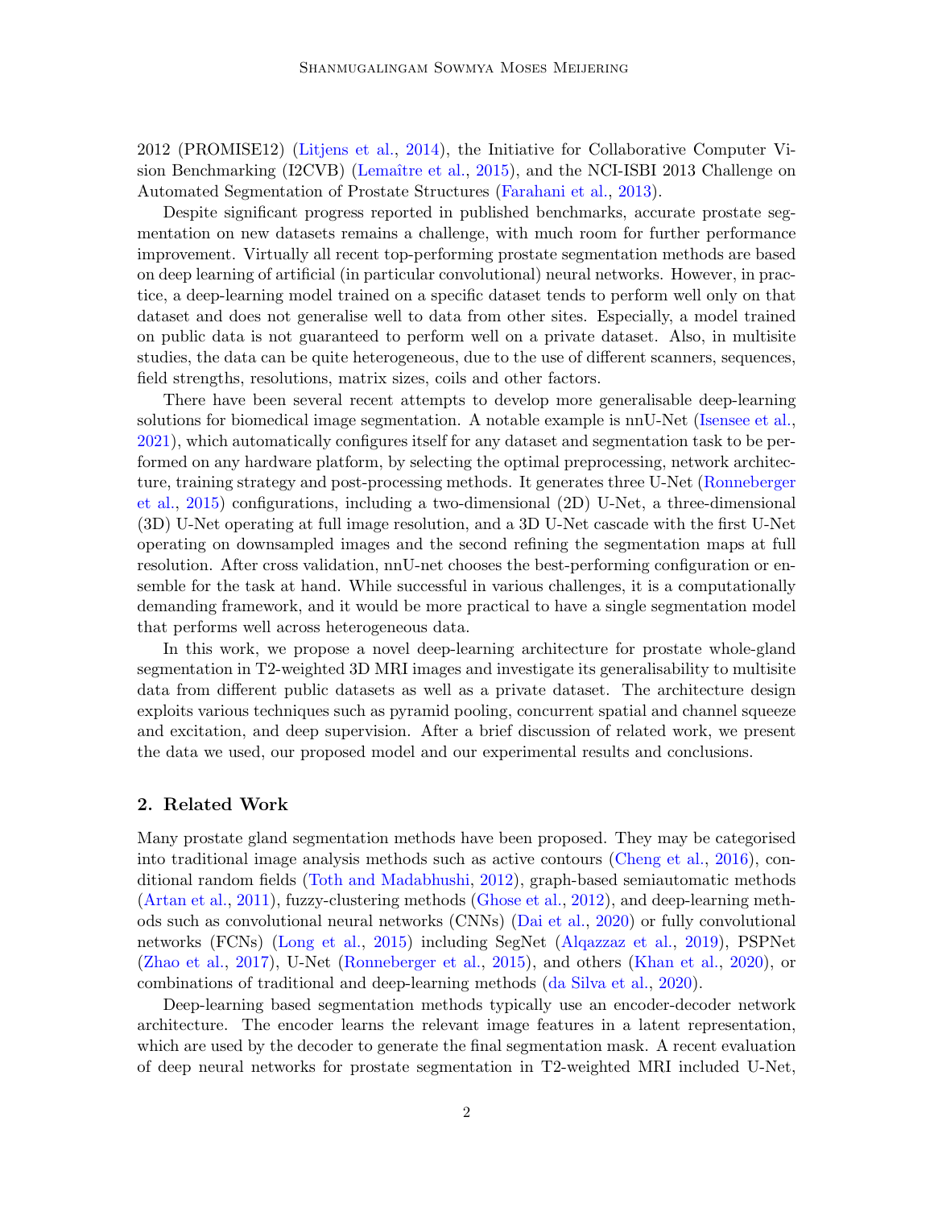2012 (PROMISE12) (Litjens et al., 2014), the Initiative for Collaborative Computer Vision Benchmarking (I2CVB) (Lemaître et al., 2015), and the NCI-ISBI 2013 Challenge on Automated Segmentation of Prostate Structures (Farahani et al., 2013).

Despite significant progress reported in published benchmarks, accurate prostate segmentation on new datasets remains a challenge, with much room for further performance improvement. Virtually all recent top-performing prostate segmentation methods are based on deep learning of artificial (in particular convolutional) neural networks. However, in practice, a deep-learning model trained on a specific dataset tends to perform well only on that dataset and does not generalise well to data from other sites. Especially, a model trained on public data is not guaranteed to perform well on a private dataset. Also, in multisite studies, the data can be quite heterogeneous, due to the use of different scanners, sequences, field strengths, resolutions, matrix sizes, coils and other factors.

There have been several recent attempts to develop more generalisable deep-learning solutions for biomedical image segmentation. A notable example is nnU-Net (Isensee et al., 2021), which automatically configures itself for any dataset and segmentation task to be performed on any hardware platform, by selecting the optimal preprocessing, network architecture, training strategy and post-processing methods. It generates three U-Net (Ronneberger et al., 2015) configurations, including a two-dimensional (2D) U-Net, a three-dimensional (3D) U-Net operating at full image resolution, and a 3D U-Net cascade with the first U-Net operating on downsampled images and the second refining the segmentation maps at full resolution. After cross validation, nnU-net chooses the best-performing configuration or ensemble for the task at hand. While successful in various challenges, it is a computationally demanding framework, and it would be more practical to have a single segmentation model that performs well across heterogeneous data.

In this work, we propose a novel deep-learning architecture for prostate whole-gland segmentation in T2-weighted 3D MRI images and investigate its generalisability to multisite data from different public datasets as well as a private dataset. The architecture design exploits various techniques such as pyramid pooling, concurrent spatial and channel squeeze and excitation, and deep supervision. After a brief discussion of related work, we present the data we used, our proposed model and our experimental results and conclusions.

## 2. Related Work

Many prostate gland segmentation methods have been proposed. They may be categorised into traditional image analysis methods such as active contours (Cheng et al., 2016), conditional random fields (Toth and Madabhushi, 2012), graph-based semiautomatic methods (Artan et al., 2011), fuzzy-clustering methods (Ghose et al., 2012), and deep-learning methods such as convolutional neural networks (CNNs) (Dai et al., 2020) or fully convolutional networks (FCNs) (Long et al., 2015) including SegNet (Alqazzaz et al., 2019), PSPNet (Zhao et al., 2017), U-Net (Ronneberger et al., 2015), and others (Khan et al., 2020), or combinations of traditional and deep-learning methods (da Silva et al., 2020).

Deep-learning based segmentation methods typically use an encoder-decoder network architecture. The encoder learns the relevant image features in a latent representation, which are used by the decoder to generate the final segmentation mask. A recent evaluation of deep neural networks for prostate segmentation in T2-weighted MRI included U-Net,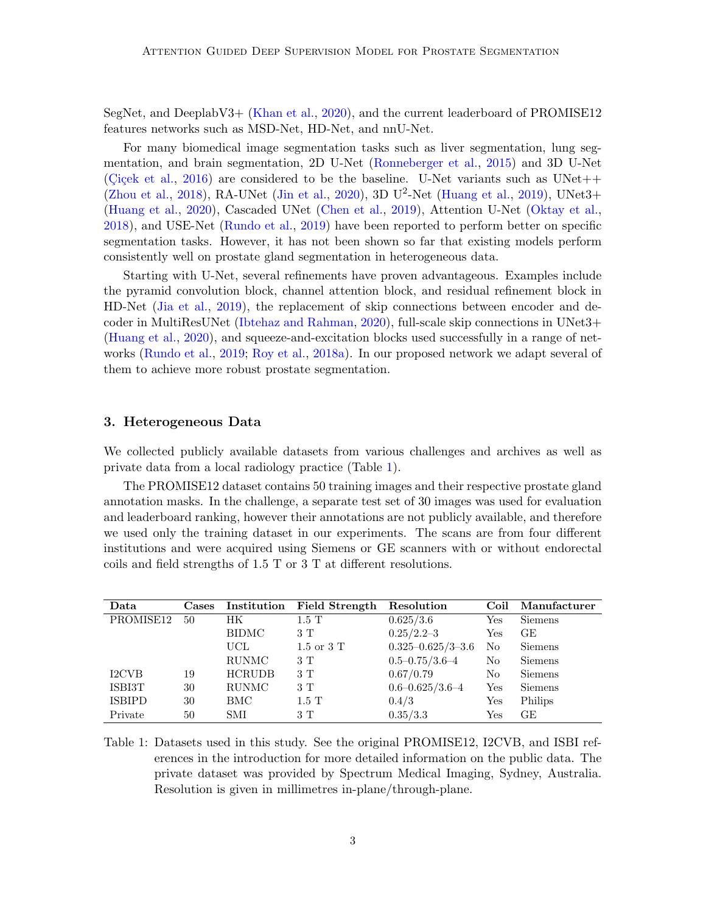SegNet, and DeeplabV3+ (Khan et al., 2020), and the current leaderboard of PROMISE12 features networks such as MSD-Net, HD-Net, and nnU-Net.

For many biomedical image segmentation tasks such as liver segmentation, lung segmentation, and brain segmentation, 2D U-Net (Ronneberger et al., 2015) and 3D U-Net (Çiçek et al., 2016) are considered to be the baseline. U-Net variants such as UNet++ (Zhou et al., 2018), RA-UNet (Jin et al., 2020), 3D U$^2$-Net (Huang et al., 2019), UNet3+ (Huang et al., 2020), Cascaded UNet (Chen et al., 2019), Attention U-Net (Oktay et al., 2018), and USE-Net (Rundo et al., 2019) have been reported to perform better on specific segmentation tasks. However, it has not been shown so far that existing models perform consistently well on prostate gland segmentation in heterogeneous data.

Starting with U-Net, several refinements have proven advantageous. Examples include the pyramid convolution block, channel attention block, and residual refinement block in HD-Net (Jia et al., 2019), the replacement of skip connections between encoder and decoder in MultiResUNet (Ibtehaz and Rahman, 2020), full-scale skip connections in UNet3+ (Huang et al., 2020), and squeeze-and-excitation blocks used successfully in a range of networks (Rundo et al., 2019; Roy et al., 2018a). In our proposed network we adapt several of them to achieve more robust prostate segmentation.

## 3. Heterogeneous Data

We collected publicly available datasets from various challenges and archives as well as private data from a local radiology practice (Table 1).

The PROMISE12 dataset contains 50 training images and their respective prostate gland annotation masks. In the challenge, a separate test set of 30 images was used for evaluation and leaderboard ranking, however their annotations are not publicly available, and therefore we used only the training dataset in our experiments. The scans are from four different institutions and were acquired using Siemens or GE scanners with or without endorectal coils and field strengths of 1.5 T or 3 T at different resolutions.

| Data | Cases | Institution | Field Strength | Resolution | Coil | Manufacturer |
|---|---|---|---|---|---|---|
| PROMISE12 | 50 | HK | 1.5 T | 0.625/3.6 | Yes | Siemens |
| | | BIDMC | 3 T | 0.25/2.2–3 | Yes | GE |
| | | UCL | 1.5 or 3 T | 0.325–0.625/3–3.6 | No | Siemens |
| | | RUNMC | 3 T | 0.5–0.75/3.6–4 | No | Siemens |
| I2CVB | 19 | HCRUDB | 3 T | 0.67/0.79 | No | Siemens |
| ISBI3T | 30 | RUNMC | 3 T | 0.6–0.625/3.6–4 | Yes | Siemens |
| ISBIPD | 30 | BMC | 1.5 T | 0.4/3 | Yes | Philips |
| Private | 50 | SMI | 3 T | 0.35/3.3 | Yes | GE |

Table 1: Datasets used in this study. See the original PROMISE12, I2CVB, and ISBI references in the introduction for more detailed information on the public data. The private dataset was provided by Spectrum Medical Imaging, Sydney, Australia. Resolution is given in millimetres in-plane/through-plane.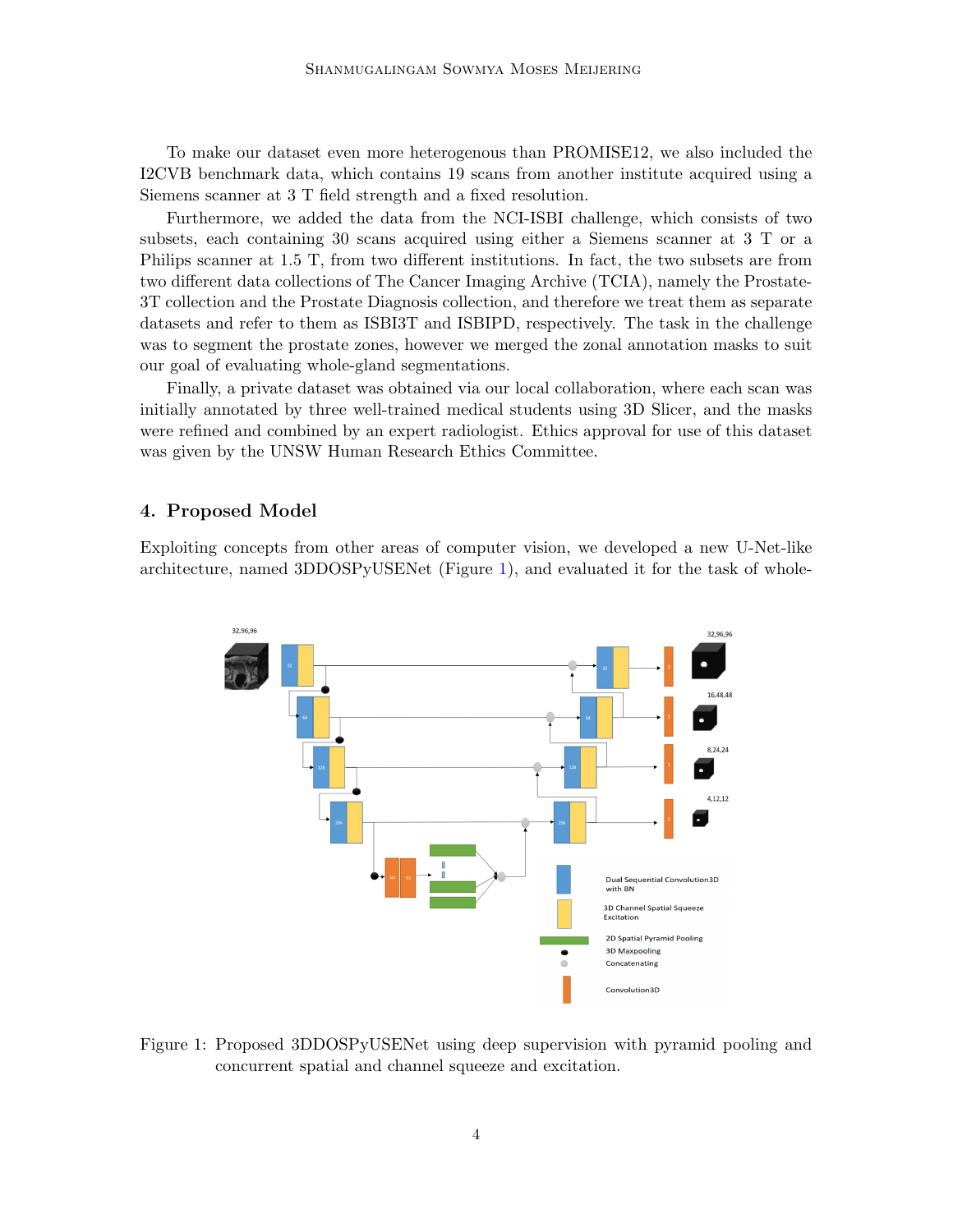To make our dataset even more heterogenous than PROMISE12, we also included the I2CVB benchmark data, which contains 19 scans from another institute acquired using a Siemens scanner at 3 T field strength and a fixed resolution.

Furthermore, we added the data from the NCI-ISBI challenge, which consists of two subsets, each containing 30 scans acquired using either a Siemens scanner at 3 T or a Philips scanner at 1.5 T, from two different institutions. In fact, the two subsets are from two different data collections of The Cancer Imaging Archive (TCIA), namely the Prostate-3T collection and the Prostate Diagnosis collection, and therefore we treat them as separate datasets and refer to them as ISBI3T and ISBIPD, respectively. The task in the challenge was to segment the prostate zones, however we merged the zonal annotation masks to suit our goal of evaluating whole-gland segmentations.

Finally, a private dataset was obtained via our local collaboration, where each scan was initially annotated by three well-trained medical students using 3D Slicer, and the masks were refined and combined by an expert radiologist. Ethics approval for use of this dataset was given by the UNSW Human Research Ethics Committee.

## 4. Proposed Model

Exploiting concepts from other areas of computer vision, we developed a new U-Net-like architecture, named 3DDOSPyUSENet (Figure 1), and evaluated it for the task of whole-

Figure 1: Proposed 3DDOSPyUSENet using deep supervision with pyramid pooling and concurrent spatial and channel squeeze and excitation.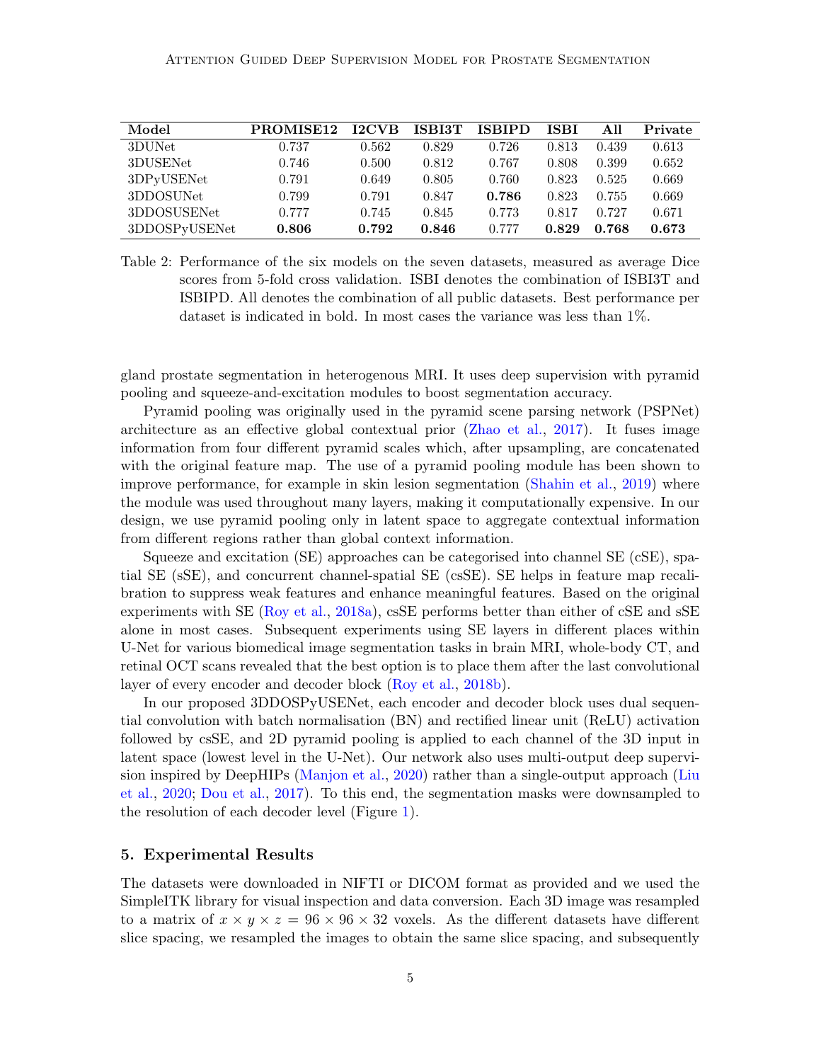| Model | PROMISE12 | I2CVB | ISBI3T | ISBIPD | ISBI | All | Private |
|---|---|---|---|---|---|---|---|
| 3DUNet | 0.737 | 0.562 | 0.829 | 0.726 | 0.813 | 0.439 | 0.613 |
| 3DUSENet | 0.746 | 0.500 | 0.812 | 0.767 | 0.808 | 0.399 | 0.652 |
| 3DPyUSENet | 0.791 | 0.649 | 0.805 | 0.760 | 0.823 | 0.525 | 0.669 |
| 3DDOSUNet | 0.799 | 0.791 | 0.847 | **0.786** | 0.823 | 0.755 | 0.669 |
| 3DDOSUSENet | 0.777 | 0.745 | 0.845 | 0.773 | 0.817 | 0.727 | 0.671 |
| 3DDOSPyUSENet | **0.806** | **0.792** | **0.846** | 0.777 | **0.829** | **0.768** | **0.673** |

Table 2: Performance of the six models on the seven datasets, measured as average Dice scores from 5-fold cross validation. ISBI denotes the combination of ISBI3T and ISBIPD. All denotes the combination of all public datasets. Best performance per dataset is indicated in bold. In most cases the variance was less than 1%.

gland prostate segmentation in heterogenous MRI. It uses deep supervision with pyramid pooling and squeeze-and-excitation modules to boost segmentation accuracy.

Pyramid pooling was originally used in the pyramid scene parsing network (PSPNet) architecture as an effective global contextual prior (Zhao et al., 2017). It fuses image information from four different pyramid scales which, after upsampling, are concatenated with the original feature map. The use of a pyramid pooling module has been shown to improve performance, for example in skin lesion segmentation (Shahin et al., 2019) where the module was used throughout many layers, making it computationally expensive. In our design, we use pyramid pooling only in latent space to aggregate contextual information from different regions rather than global context information.

Squeeze and excitation (SE) approaches can be categorised into channel SE (cSE), spatial SE (sSE), and concurrent channel-spatial SE (csSE). SE helps in feature map recalibration to suppress weak features and enhance meaningful features. Based on the original experiments with SE (Roy et al., 2018a), csSE performs better than either of cSE and sSE alone in most cases. Subsequent experiments using SE layers in different places within U-Net for various biomedical image segmentation tasks in brain MRI, whole-body CT, and retinal OCT scans revealed that the best option is to place them after the last convolutional layer of every encoder and decoder block (Roy et al., 2018b).

In our proposed 3DDOSPyUSENet, each encoder and decoder block uses dual sequential convolution with batch normalisation (BN) and rectified linear unit (ReLU) activation followed by csSE, and 2D pyramid pooling is applied to each channel of the 3D input in latent space (lowest level in the U-Net). Our network also uses multi-output deep supervision inspired by DeepHIPs (Manjon et al., 2020) rather than a single-output approach (Liu et al., 2020; Dou et al., 2017). To this end, the segmentation masks were downsampled to the resolution of each decoder level (Figure 1).

## 5. Experimental Results

The datasets were downloaded in NIFTI or DICOM format as provided and we used the SimpleITK library for visual inspection and data conversion. Each 3D image was resampled to a matrix of $x \times y \times z = 96 \times 96 \times 32$ voxels. As the different datasets have different slice spacing, we resampled the images to obtain the same slice spacing, and subsequently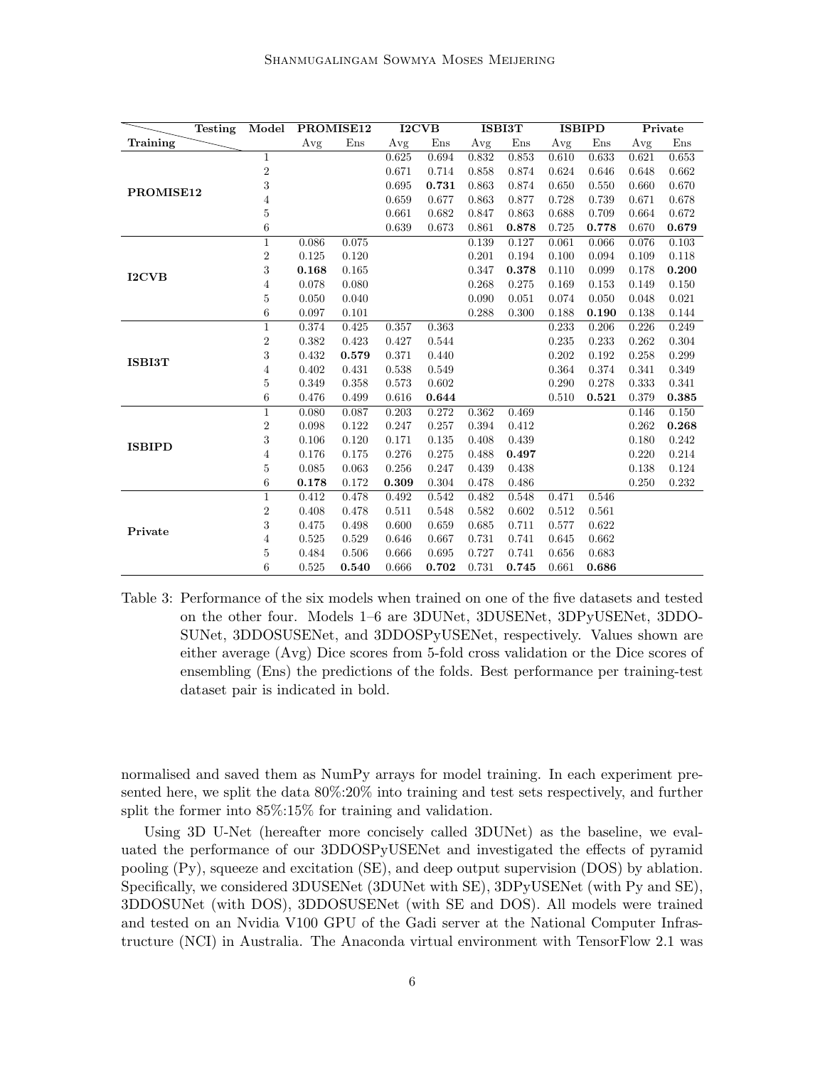| Training \ Testing | Model | PROMISE12 | | I2CVB | | ISBI3T | | ISBIPD | | Private | |
|---|---|---|---|---|---|---|---|---|---|---|---|
| | | Avg | Ens | Avg | Ens | Avg | Ens | Avg | Ens | Avg | Ens |
| **PROMISE12** | 1 | | | 0.625 | 0.694 | 0.832 | 0.853 | 0.610 | 0.633 | 0.621 | 0.653 |
| | 2 | | | 0.671 | 0.714 | 0.858 | 0.874 | 0.624 | 0.646 | 0.648 | 0.662 |
| | 3 | | | 0.695 | **0.731** | 0.863 | 0.874 | 0.650 | 0.550 | 0.660 | 0.670 |
| | 4 | | | 0.659 | 0.677 | 0.863 | 0.877 | 0.728 | 0.739 | 0.671 | 0.678 |
| | 5 | | | 0.661 | 0.682 | 0.847 | 0.863 | 0.688 | 0.709 | 0.664 | 0.672 |
| | 6 | | | 0.639 | 0.673 | 0.861 | **0.878** | 0.725 | **0.778** | 0.670 | **0.679** |
| **I2CVB** | 1 | 0.086 | 0.075 | | | 0.139 | 0.127 | 0.061 | 0.066 | 0.076 | 0.103 |
| | 2 | 0.125 | 0.120 | | | 0.201 | 0.194 | 0.100 | 0.094 | 0.109 | 0.118 |
| | 3 | **0.168** | 0.165 | | | 0.347 | **0.378** | 0.110 | 0.099 | 0.178 | **0.200** |
| | 4 | 0.078 | 0.080 | | | 0.268 | 0.275 | 0.169 | 0.153 | 0.149 | 0.150 |
| | 5 | 0.050 | 0.040 | | | 0.090 | 0.051 | 0.074 | 0.050 | 0.048 | 0.021 |
| | 6 | 0.097 | 0.101 | | | 0.288 | 0.300 | 0.188 | **0.190** | 0.138 | 0.144 |
| **ISBI3T** | 1 | 0.374 | 0.425 | 0.357 | 0.363 | | | 0.233 | 0.206 | 0.226 | 0.249 |
| | 2 | 0.382 | 0.423 | 0.427 | 0.544 | | | 0.235 | 0.233 | 0.262 | 0.304 |
| | 3 | 0.432 | **0.579** | 0.371 | 0.440 | | | 0.202 | 0.192 | 0.258 | 0.299 |
| | 4 | 0.402 | 0.431 | 0.538 | 0.549 | | | 0.364 | 0.374 | 0.341 | 0.349 |
| | 5 | 0.349 | 0.358 | 0.573 | 0.602 | | | 0.290 | 0.278 | 0.333 | 0.341 |
| | 6 | 0.476 | 0.499 | 0.616 | **0.644** | | | 0.510 | **0.521** | 0.379 | **0.385** |
| **ISBIPD** | 1 | 0.080 | 0.087 | 0.203 | 0.272 | 0.362 | 0.469 | | | 0.146 | 0.150 |
| | 2 | 0.098 | 0.122 | 0.247 | 0.257 | 0.394 | 0.412 | | | 0.262 | **0.268** |
| | 3 | 0.106 | 0.120 | 0.171 | 0.135 | 0.408 | 0.439 | | | 0.180 | 0.242 |
| | 4 | 0.176 | 0.175 | 0.276 | 0.275 | 0.488 | **0.497** | | | 0.220 | 0.214 |
| | 5 | 0.085 | 0.063 | 0.256 | 0.247 | 0.439 | 0.438 | | | 0.138 | 0.124 |
| | 6 | **0.178** | 0.172 | **0.309** | 0.304 | 0.478 | 0.486 | | | 0.250 | 0.232 |
| **Private** | 1 | 0.412 | 0.478 | 0.492 | 0.542 | 0.482 | 0.548 | 0.471 | 0.546 | | |
| | 2 | 0.408 | 0.478 | 0.511 | 0.548 | 0.582 | 0.602 | 0.512 | 0.561 | | |
| | 3 | 0.475 | 0.498 | 0.600 | 0.659 | 0.685 | 0.711 | 0.577 | 0.622 | | |
| | 4 | 0.525 | 0.529 | 0.646 | 0.667 | 0.731 | 0.741 | 0.645 | 0.662 | | |
| | 5 | 0.484 | 0.506 | 0.666 | 0.695 | 0.727 | 0.741 | 0.656 | 0.683 | | |
| | 6 | 0.525 | **0.540** | 0.666 | **0.702** | 0.731 | **0.745** | 0.661 | **0.686** | | |

Table 3: Performance of the six models when trained on one of the five datasets and tested on the other four. Models 1–6 are 3DUNet, 3DUSENet, 3DPyUSENet, 3DDOSUNet, 3DDOSUSENet, and 3DDOSPyUSENet, respectively. Values shown are either average (Avg) Dice scores from 5-fold cross validation or the Dice scores of ensembling (Ens) the predictions of the folds. Best performance per training-test dataset pair is indicated in bold.

normalised and saved them as NumPy arrays for model training. In each experiment presented here, we split the data 80%:20% into training and test sets respectively, and further split the former into 85%:15% for training and validation.

Using 3D U-Net (hereafter more concisely called 3DUNet) as the baseline, we evaluated the performance of our 3DDOSPyUSENet and investigated the effects of pyramid pooling (Py), squeeze and excitation (SE), and deep output supervision (DOS) by ablation. Specifically, we considered 3DUSENet (3DUNet with SE), 3DPyUSENet (with Py and SE), 3DDOSUNet (with DOS), 3DDOSUSENet (with SE and DOS). All models were trained and tested on an Nvidia V100 GPU of the Gadi server at the National Computer Infrastructure (NCI) in Australia. The Anaconda virtual environment with TensorFlow 2.1 was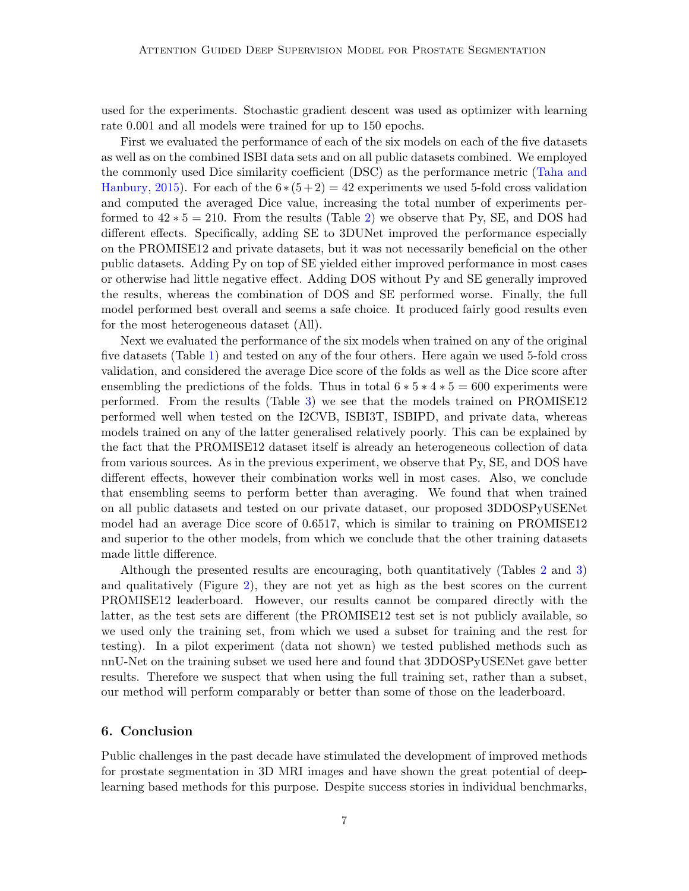used for the experiments. Stochastic gradient descent was used as optimizer with learning rate 0.001 and all models were trained for up to 150 epochs.

First we evaluated the performance of each of the six models on each of the five datasets as well as on the combined ISBI data sets and on all public datasets combined. We employed the commonly used Dice similarity coefficient (DSC) as the performance metric (Taha and Hanbury, 2015). For each of the $6 * (5 + 2) = 42$ experiments we used 5-fold cross validation and computed the averaged Dice value, increasing the total number of experiments performed to $42 * 5 = 210$. From the results (Table 2) we observe that Py, SE, and DOS had different effects. Specifically, adding SE to 3DUNet improved the performance especially on the PROMISE12 and private datasets, but it was not necessarily beneficial on the other public datasets. Adding Py on top of SE yielded either improved performance in most cases or otherwise had little negative effect. Adding DOS without Py and SE generally improved the results, whereas the combination of DOS and SE performed worse. Finally, the full model performed best overall and seems a safe choice. It produced fairly good results even for the most heterogeneous dataset (All).

Next we evaluated the performance of the six models when trained on any of the original five datasets (Table 1) and tested on any of the four others. Here again we used 5-fold cross validation, and considered the average Dice score of the folds as well as the Dice score after ensembling the predictions of the folds. Thus in total $6 * 5 * 4 * 5 = 600$ experiments were performed. From the results (Table 3) we see that the models trained on PROMISE12 performed well when tested on the I2CVB, ISBI3T, ISBIPD, and private data, whereas models trained on any of the latter generalised relatively poorly. This can be explained by the fact that the PROMISE12 dataset itself is already an heterogeneous collection of data from various sources. As in the previous experiment, we observe that Py, SE, and DOS have different effects, however their combination works well in most cases. Also, we conclude that ensembling seems to perform better than averaging. We found that when trained on all public datasets and tested on our private dataset, our proposed 3DDOSPyUSENet model had an average Dice score of 0.6517, which is similar to training on PROMISE12 and superior to the other models, from which we conclude that the other training datasets made little difference.

Although the presented results are encouraging, both quantitatively (Tables 2 and 3) and qualitatively (Figure 2), they are not yet as high as the best scores on the current PROMISE12 leaderboard. However, our results cannot be compared directly with the latter, as the test sets are different (the PROMISE12 test set is not publicly available, so we used only the training set, from which we used a subset for training and the rest for testing). In a pilot experiment (data not shown) we tested published methods such as nnU-Net on the training subset we used here and found that 3DDOSPyUSENet gave better results. Therefore we suspect that when using the full training set, rather than a subset, our method will perform comparably or better than some of those on the leaderboard.

## 6. Conclusion

Public challenges in the past decade have stimulated the development of improved methods for prostate segmentation in 3D MRI images and have shown the great potential of deep-learning based methods for this purpose. Despite success stories in individual benchmarks,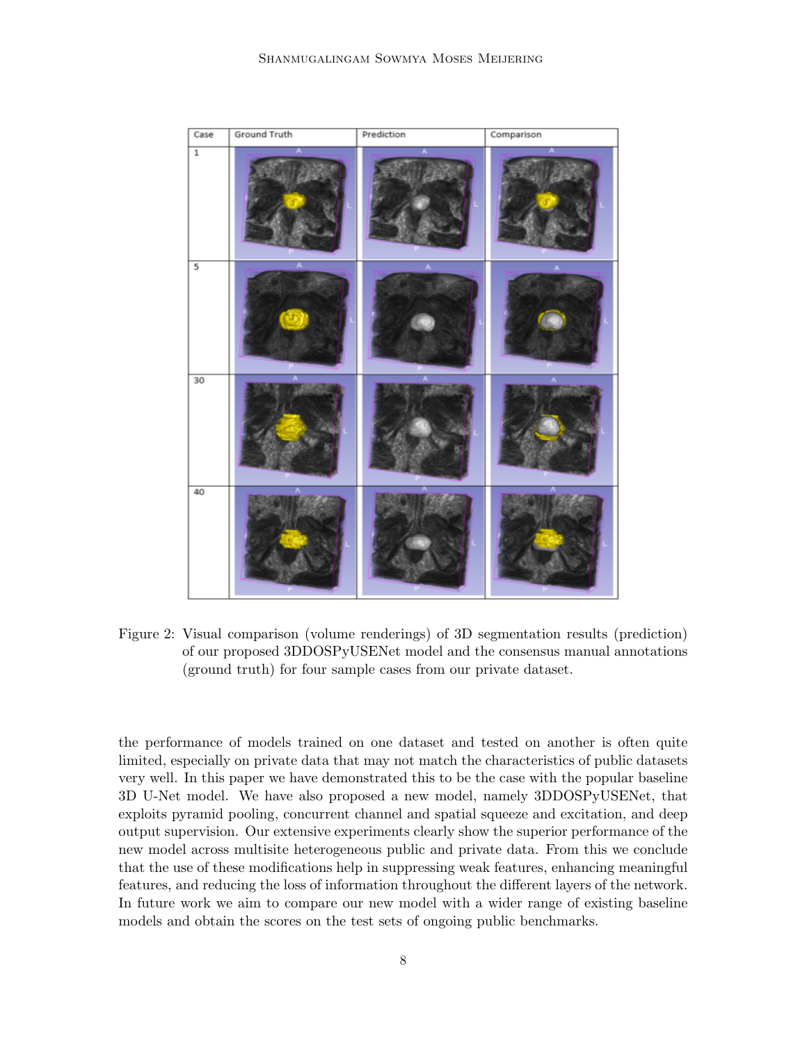| Case | Ground Truth | Prediction | Comparison |
|---|---|---|---|
| 1 | | | |
| 5 | | | |
| 30 | | | |
| 40 | | | |

Figure 2: Visual comparison (volume renderings) of 3D segmentation results (prediction) of our proposed 3DDOSPyUSENet model and the consensus manual annotations (ground truth) for four sample cases from our private dataset.

the performance of models trained on one dataset and tested on another is often quite limited, especially on private data that may not match the characteristics of public datasets very well. In this paper we have demonstrated this to be the case with the popular baseline 3D U-Net model. We have also proposed a new model, namely 3DDOSPyUSENet, that exploits pyramid pooling, concurrent channel and spatial squeeze and excitation, and deep output supervision. Our extensive experiments clearly show the superior performance of the new model across multisite heterogeneous public and private data. From this we conclude that the use of these modifications help in suppressing weak features, enhancing meaningful features, and reducing the loss of information throughout the different layers of the network. In future work we aim to compare our new model with a wider range of existing baseline models and obtain the scores on the test sets of ongoing public benchmarks.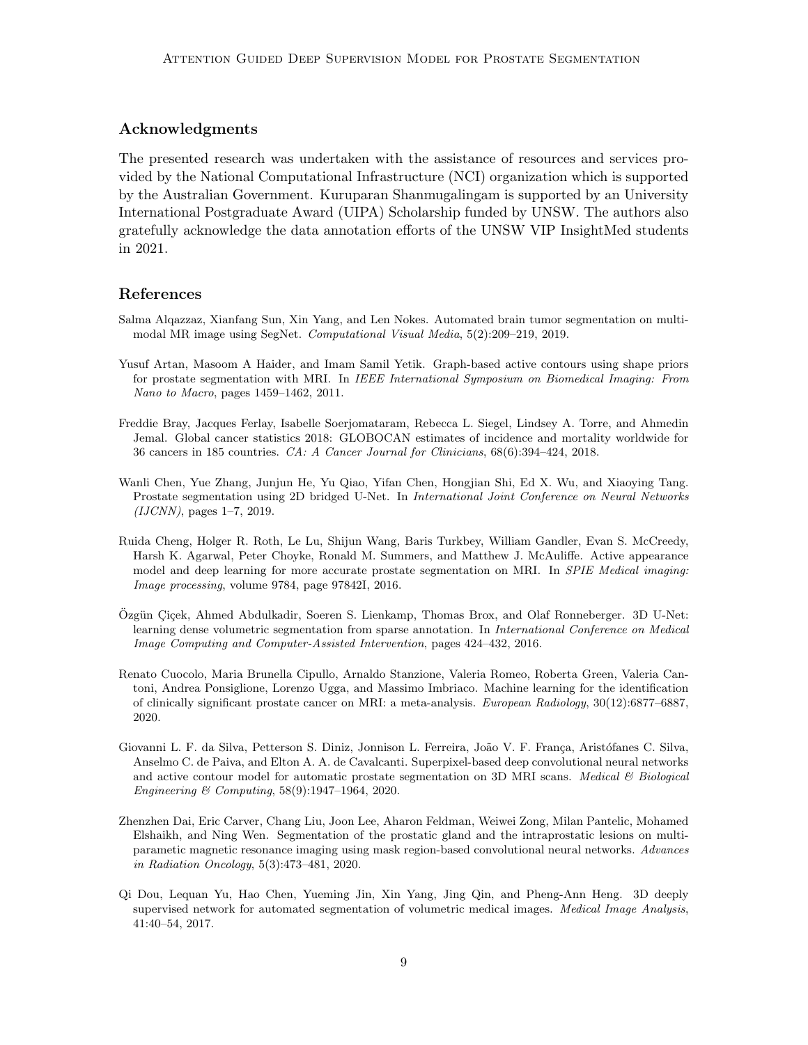## Acknowledgments

The presented research was undertaken with the assistance of resources and services provided by the National Computational Infrastructure (NCI) organization which is supported by the Australian Government. Kuruparan Shanmugalingam is supported by an University International Postgraduate Award (UIPA) Scholarship funded by UNSW. The authors also gratefully acknowledge the data annotation efforts of the UNSW VIP InsightMed students in 2021.

## References

Salma Alqazzaz, Xianfang Sun, Xin Yang, and Len Nokes. Automated brain tumor segmentation on multi-modal MR image using SegNet. *Computational Visual Media*, 5(2):209–219, 2019.

Yusuf Artan, Masoom A Haider, and Imam Samil Yetik. Graph-based active contours using shape priors for prostate segmentation with MRI. In *IEEE International Symposium on Biomedical Imaging: From Nano to Macro*, pages 1459–1462, 2011.

Freddie Bray, Jacques Ferlay, Isabelle Soerjomataram, Rebecca L. Siegel, Lindsey A. Torre, and Ahmedin Jemal. Global cancer statistics 2018: GLOBOCAN estimates of incidence and mortality worldwide for 36 cancers in 185 countries. *CA: A Cancer Journal for Clinicians*, 68(6):394–424, 2018.

Wanli Chen, Yue Zhang, Junjun He, Yu Qiao, Yifan Chen, Hongjian Shi, Ed X. Wu, and Xiaoying Tang. Prostate segmentation using 2D bridged U-Net. In *International Joint Conference on Neural Networks (IJCNN)*, pages 1–7, 2019.

Ruida Cheng, Holger R. Roth, Le Lu, Shijun Wang, Baris Turkbey, William Gandler, Evan S. McCreedy, Harsh K. Agarwal, Peter Choyke, Ronald M. Summers, and Matthew J. McAuliffe. Active appearance model and deep learning for more accurate prostate segmentation on MRI. In *SPIE Medical imaging: Image processing*, volume 9784, page 97842I, 2016.

Özgün Çiçek, Ahmed Abdulkadir, Soeren S. Lienkamp, Thomas Brox, and Olaf Ronneberger. 3D U-Net: learning dense volumetric segmentation from sparse annotation. In *International Conference on Medical Image Computing and Computer-Assisted Intervention*, pages 424–432, 2016.

Renato Cuocolo, Maria Brunella Cipullo, Arnaldo Stanzione, Valeria Romeo, Roberta Green, Valeria Cantoni, Andrea Ponsiglione, Lorenzo Ugga, and Massimo Imbriaco. Machine learning for the identification of clinically significant prostate cancer on MRI: a meta-analysis. *European Radiology*, 30(12):6877–6887, 2020.

Giovanni L. F. da Silva, Petterson S. Diniz, Jonnison L. Ferreira, João V. F. França, Aristófanes C. Silva, Anselmo C. de Paiva, and Elton A. A. de Cavalcanti. Superpixel-based deep convolutional neural networks and active contour model for automatic prostate segmentation on 3D MRI scans. *Medical & Biological Engineering & Computing*, 58(9):1947–1964, 2020.

Zhenzhen Dai, Eric Carver, Chang Liu, Joon Lee, Aharon Feldman, Weiwei Zong, Milan Pantelic, Mohamed Elshaikh, and Ning Wen. Segmentation of the prostatic gland and the intraprostatic lesions on multiparametic magnetic resonance imaging using mask region-based convolutional neural networks. *Advances in Radiation Oncology*, 5(3):473–481, 2020.

Qi Dou, Lequan Yu, Hao Chen, Yueming Jin, Xin Yang, Jing Qin, and Pheng-Ann Heng. 3D deeply supervised network for automated segmentation of volumetric medical images. *Medical Image Analysis*, 41:40–54, 2017.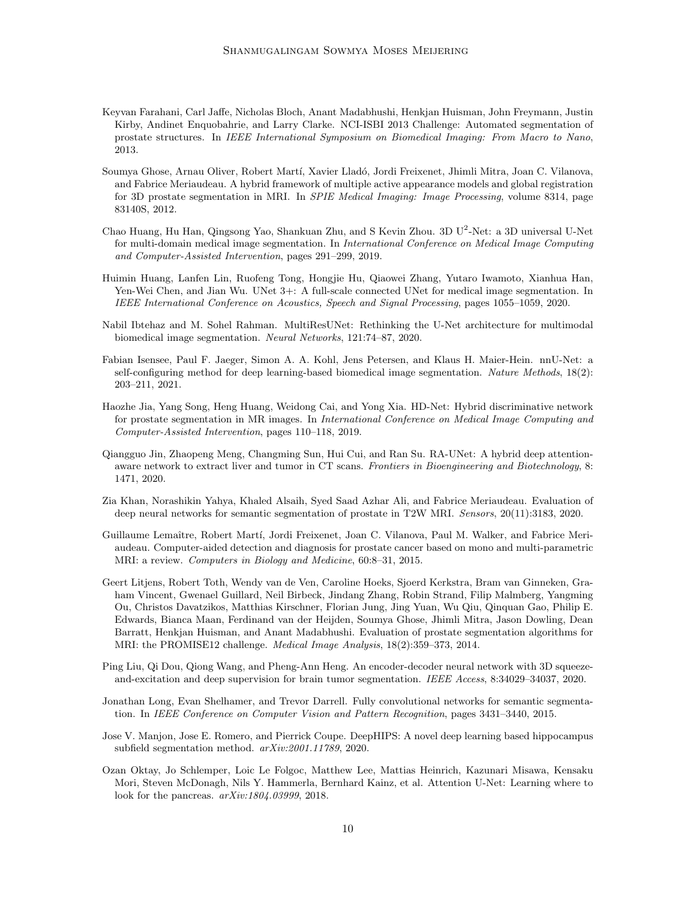Keyvan Farahani, Carl Jaffe, Nicholas Bloch, Anant Madabhushi, Henkjan Huisman, John Freymann, Justin Kirby, Andinet Enquobahrie, and Larry Clarke. NCI-ISBI 2013 Challenge: Automated segmentation of prostate structures. In *IEEE International Symposium on Biomedical Imaging: From Macro to Nano*, 2013.

Soumya Ghose, Arnau Oliver, Robert Martí, Xavier Lladó, Jordi Freixenet, Jhimli Mitra, Joan C. Vilanova, and Fabrice Meriaudeau. A hybrid framework of multiple active appearance models and global registration for 3D prostate segmentation in MRI. In *SPIE Medical Imaging: Image Processing*, volume 8314, page 83140S, 2012.

Chao Huang, Hu Han, Qingsong Yao, Shankuan Zhu, and S Kevin Zhou. 3D U$^2$-Net: a 3D universal U-Net for multi-domain medical image segmentation. In *International Conference on Medical Image Computing and Computer-Assisted Intervention*, pages 291–299, 2019.

Huimin Huang, Lanfen Lin, Ruofeng Tong, Hongjie Hu, Qiaowei Zhang, Yutaro Iwamoto, Xianhua Han, Yen-Wei Chen, and Jian Wu. UNet 3+: A full-scale connected UNet for medical image segmentation. In *IEEE International Conference on Acoustics, Speech and Signal Processing*, pages 1055–1059, 2020.

Nabil Ibtehaz and M. Sohel Rahman. MultiResUNet: Rethinking the U-Net architecture for multimodal biomedical image segmentation. *Neural Networks*, 121:74–87, 2020.

Fabian Isensee, Paul F. Jaeger, Simon A. A. Kohl, Jens Petersen, and Klaus H. Maier-Hein. nnU-Net: a self-configuring method for deep learning-based biomedical image segmentation. *Nature Methods*, 18(2): 203–211, 2021.

Haozhe Jia, Yang Song, Heng Huang, Weidong Cai, and Yong Xia. HD-Net: Hybrid discriminative network for prostate segmentation in MR images. In *International Conference on Medical Image Computing and Computer-Assisted Intervention*, pages 110–118, 2019.

Qiangguo Jin, Zhaopeng Meng, Changming Sun, Hui Cui, and Ran Su. RA-UNet: A hybrid deep attention-aware network to extract liver and tumor in CT scans. *Frontiers in Bioengineering and Biotechnology*, 8: 1471, 2020.

Zia Khan, Norashikin Yahya, Khaled Alsaih, Syed Saad Azhar Ali, and Fabrice Meriaudeau. Evaluation of deep neural networks for semantic segmentation of prostate in T2W MRI. *Sensors*, 20(11):3183, 2020.

Guillaume Lemaître, Robert Martí, Jordi Freixenet, Joan C. Vilanova, Paul M. Walker, and Fabrice Meriaudeau. Computer-aided detection and diagnosis for prostate cancer based on mono and multi-parametric MRI: a review. *Computers in Biology and Medicine*, 60:8–31, 2015.

Geert Litjens, Robert Toth, Wendy van de Ven, Caroline Hoeks, Sjoerd Kerkstra, Bram van Ginneken, Graham Vincent, Gwenael Guillard, Neil Birbeck, Jindang Zhang, Robin Strand, Filip Malmberg, Yangming Ou, Christos Davatzikos, Matthias Kirschner, Florian Jung, Jing Yuan, Wu Qiu, Qinquan Gao, Philip E. Edwards, Bianca Maan, Ferdinand van der Heijden, Soumya Ghose, Jhimli Mitra, Jason Dowling, Dean Barratt, Henkjan Huisman, and Anant Madabhushi. Evaluation of prostate segmentation algorithms for MRI: the PROMISE12 challenge. *Medical Image Analysis*, 18(2):359–373, 2014.

Ping Liu, Qi Dou, Qiong Wang, and Pheng-Ann Heng. An encoder-decoder neural network with 3D squeeze-and-excitation and deep supervision for brain tumor segmentation. *IEEE Access*, 8:34029–34037, 2020.

Jonathan Long, Evan Shelhamer, and Trevor Darrell. Fully convolutional networks for semantic segmentation. In *IEEE Conference on Computer Vision and Pattern Recognition*, pages 3431–3440, 2015.

Jose V. Manjon, Jose E. Romero, and Pierrick Coupe. DeepHIPS: A novel deep learning based hippocampus subfield segmentation method. *arXiv:2001.11789*, 2020.

Ozan Oktay, Jo Schlemper, Loic Le Folgoc, Matthew Lee, Mattias Heinrich, Kazunari Misawa, Kensaku Mori, Steven McDonagh, Nils Y. Hammerla, Bernhard Kainz, et al. Attention U-Net: Learning where to look for the pancreas. *arXiv:1804.03999*, 2018.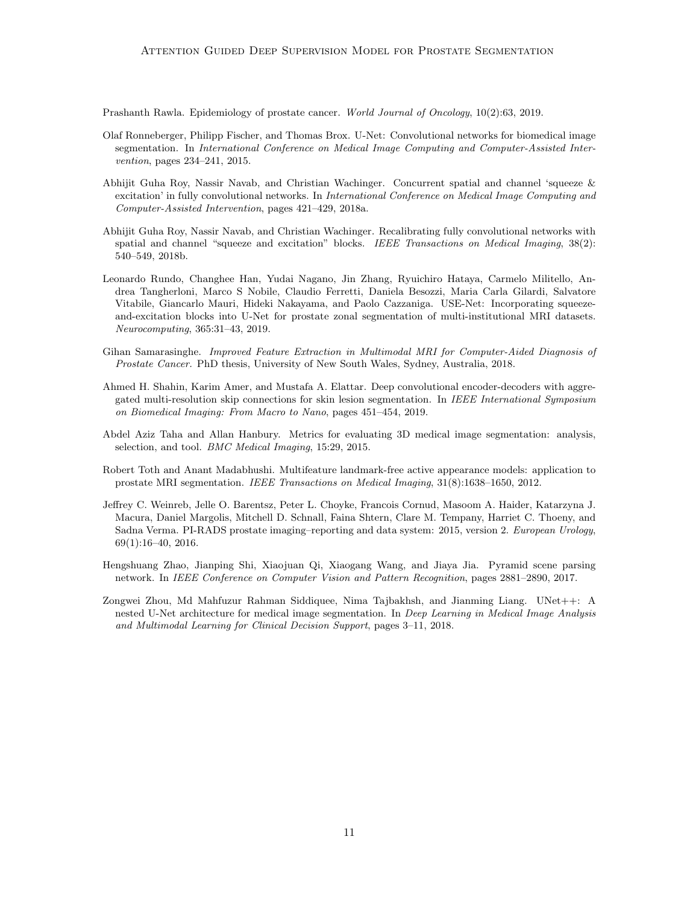Prashanth Rawla. Epidemiology of prostate cancer. *World Journal of Oncology*, 10(2):63, 2019.

Olaf Ronneberger, Philipp Fischer, and Thomas Brox. U-Net: Convolutional networks for biomedical image segmentation. In *International Conference on Medical Image Computing and Computer-Assisted Intervention*, pages 234–241, 2015.

Abhijit Guha Roy, Nassir Navab, and Christian Wachinger. Concurrent spatial and channel 'squeeze & excitation' in fully convolutional networks. In *International Conference on Medical Image Computing and Computer-Assisted Intervention*, pages 421–429, 2018a.

Abhijit Guha Roy, Nassir Navab, and Christian Wachinger. Recalibrating fully convolutional networks with spatial and channel "squeeze and excitation" blocks. *IEEE Transactions on Medical Imaging*, 38(2): 540–549, 2018b.

Leonardo Rundo, Changhee Han, Yudai Nagano, Jin Zhang, Ryuichiro Hataya, Carmelo Militello, Andrea Tangherloni, Marco S Nobile, Claudio Ferretti, Daniela Besozzi, Maria Carla Gilardi, Salvatore Vitabile, Giancarlo Mauri, Hideki Nakayama, and Paolo Cazzaniga. USE-Net: Incorporating squeeze-and-excitation blocks into U-Net for prostate zonal segmentation of multi-institutional MRI datasets. *Neurocomputing*, 365:31–43, 2019.

Gihan Samarasinghe. *Improved Feature Extraction in Multimodal MRI for Computer-Aided Diagnosis of Prostate Cancer.* PhD thesis, University of New South Wales, Sydney, Australia, 2018.

Ahmed H. Shahin, Karim Amer, and Mustafa A. Elattar. Deep convolutional encoder-decoders with aggregated multi-resolution skip connections for skin lesion segmentation. In *IEEE International Symposium on Biomedical Imaging: From Macro to Nano*, pages 451–454, 2019.

Abdel Aziz Taha and Allan Hanbury. Metrics for evaluating 3D medical image segmentation: analysis, selection, and tool. *BMC Medical Imaging*, 15:29, 2015.

Robert Toth and Anant Madabhushi. Multifeature landmark-free active appearance models: application to prostate MRI segmentation. *IEEE Transactions on Medical Imaging*, 31(8):1638–1650, 2012.

Jeffrey C. Weinreb, Jelle O. Barentsz, Peter L. Choyke, Francois Cornud, Masoom A. Haider, Katarzyna J. Macura, Daniel Margolis, Mitchell D. Schnall, Faina Shtern, Clare M. Tempany, Harriet C. Thoeny, and Sadna Verma. PI-RADS prostate imaging–reporting and data system: 2015, version 2. *European Urology*, 69(1):16–40, 2016.

Hengshuang Zhao, Jianping Shi, Xiaojuan Qi, Xiaogang Wang, and Jiaya Jia. Pyramid scene parsing network. In *IEEE Conference on Computer Vision and Pattern Recognition*, pages 2881–2890, 2017.

Zongwei Zhou, Md Mahfuzur Rahman Siddiquee, Nima Tajbakhsh, and Jianming Liang. UNet++: A nested U-Net architecture for medical image segmentation. In *Deep Learning in Medical Image Analysis and Multimodal Learning for Clinical Decision Support*, pages 3–11, 2018.